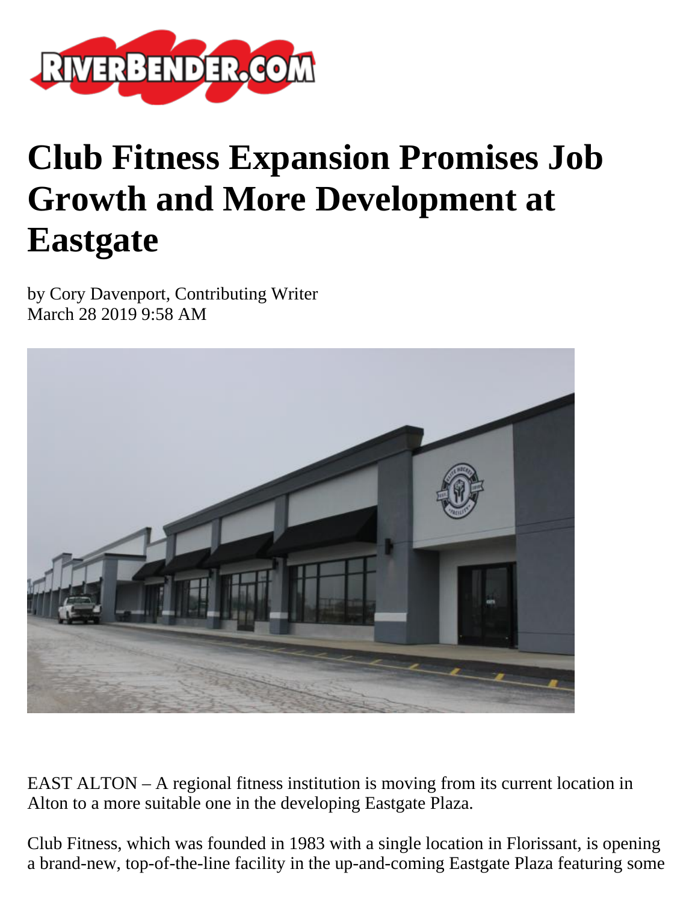# Club Fitness Expansion Promises Job Growth and More Development at Eastgate

by Cory Davenport, Contributing Writer
March 28 2019 9:58 AM

EAST ALTON – A regional fitness institution is moving from its current location in Alton to a more suitable one in the developing Eastgate Plaza.

Club Fitness, which was founded in 1983 with a single location in Florissant, is opening a brand-new, top-of-the-line facility in the up-and-coming Eastgate Plaza featuring some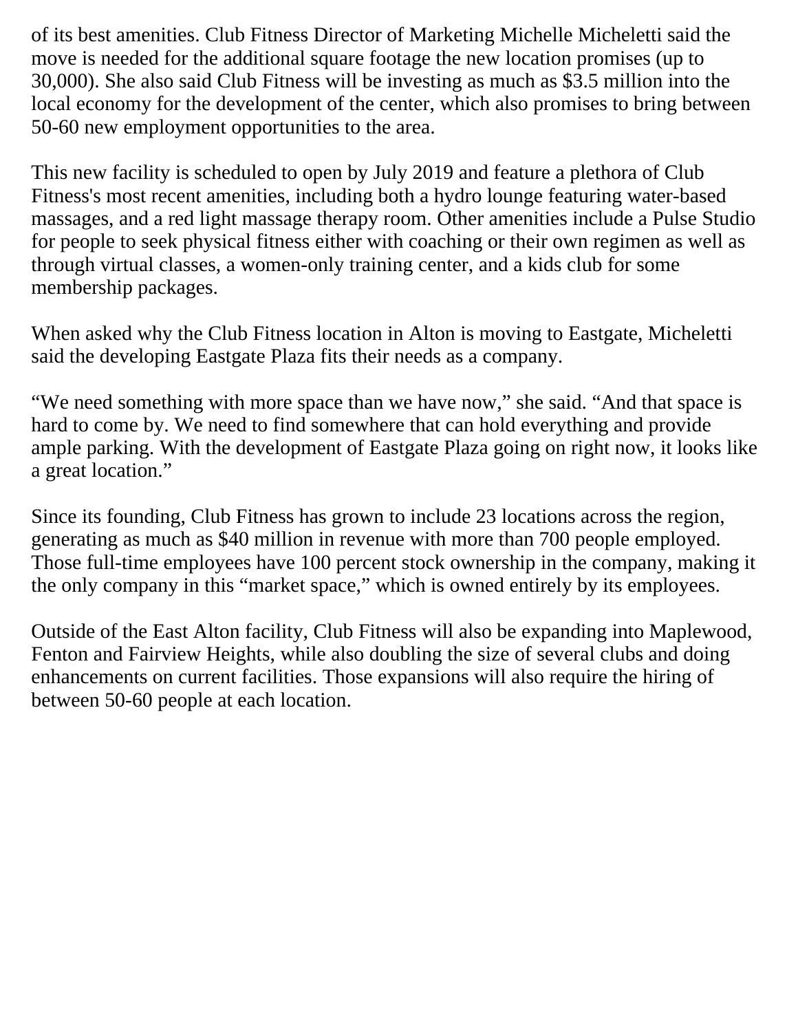of its best amenities. Club Fitness Director of Marketing Michelle Micheletti said the move is needed for the additional square footage the new location promises (up to 30,000). She also said Club Fitness will be investing as much as $3.5 million into the local economy for the development of the center, which also promises to bring between 50-60 new employment opportunities to the area.

This new facility is scheduled to open by July 2019 and feature a plethora of Club Fitness's most recent amenities, including both a hydro lounge featuring water-based massages, and a red light massage therapy room. Other amenities include a Pulse Studio for people to seek physical fitness either with coaching or their own regimen as well as through virtual classes, a women-only training center, and a kids club for some membership packages.

When asked why the Club Fitness location in Alton is moving to Eastgate, Micheletti said the developing Eastgate Plaza fits their needs as a company.

"We need something with more space than we have now," she said. "And that space is hard to come by. We need to find somewhere that can hold everything and provide ample parking. With the development of Eastgate Plaza going on right now, it looks like a great location."

Since its founding, Club Fitness has grown to include 23 locations across the region, generating as much as $40 million in revenue with more than 700 people employed. Those full-time employees have 100 percent stock ownership in the company, making it the only company in this "market space," which is owned entirely by its employees.

Outside of the East Alton facility, Club Fitness will also be expanding into Maplewood, Fenton and Fairview Heights, while also doubling the size of several clubs and doing enhancements on current facilities. Those expansions will also require the hiring of between 50-60 people at each location.